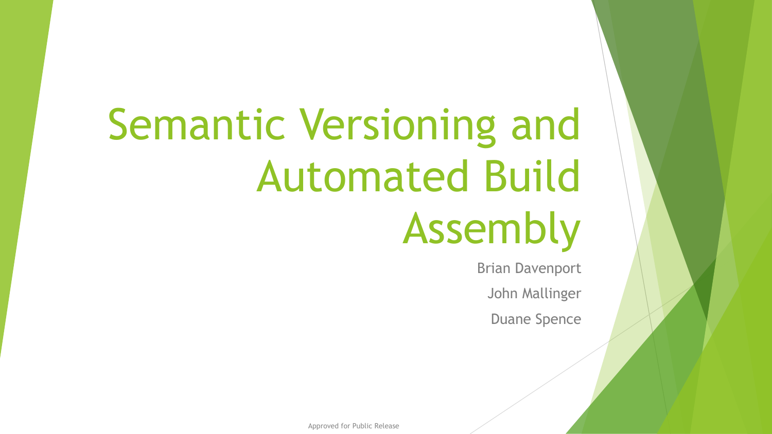# Semantic Versioning and Automated Build Assembly

Brian Davenport

John Mallinger

Duane Spence

Approved for Public Release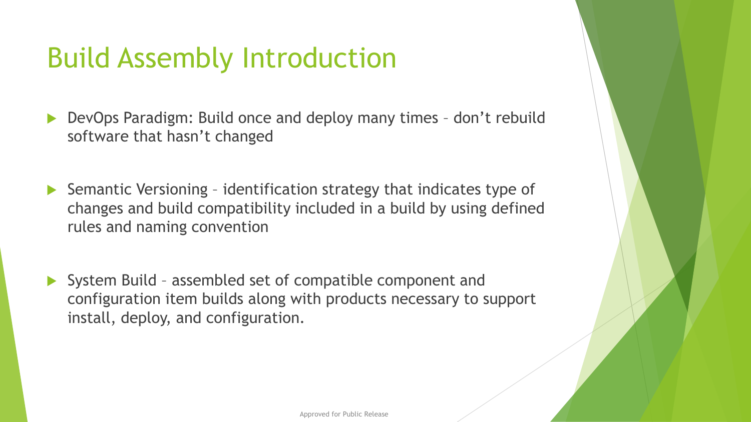# Build Assembly Introduction

- DevOps Paradigm: Build once and deploy many times – don’t rebuild software that hasn’t changed
- Semantic Versioning – identification strategy that indicates type of changes and build compatibility included in a build by using defined rules and naming convention
- System Build – assembled set of compatible component and configuration item builds along with products necessary to support install, deploy, and configuration.

Approved for Public Release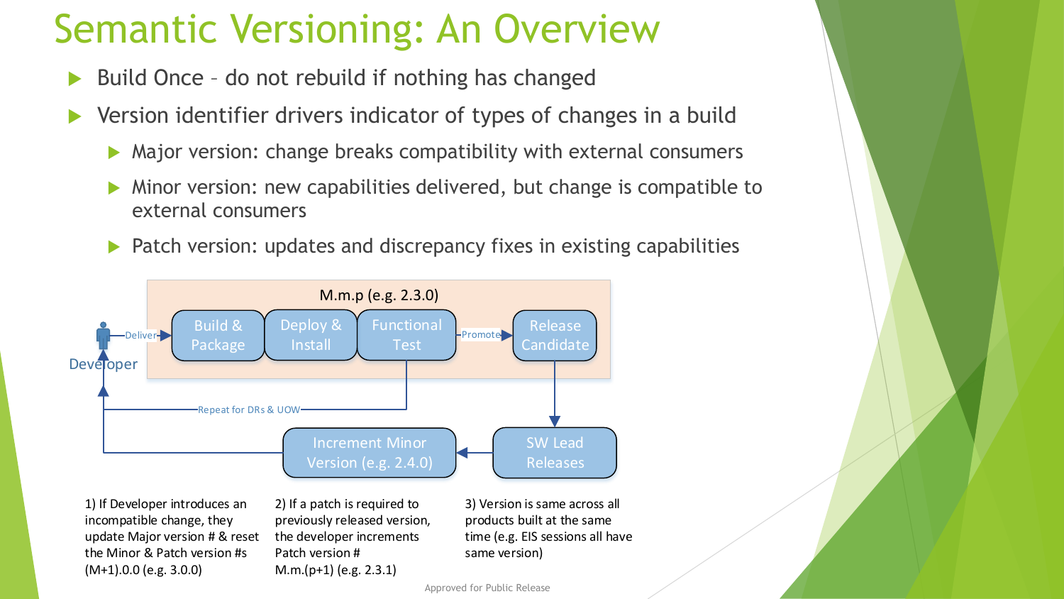# Semantic Versioning: An Overview

- Build Once – do not rebuild if nothing has changed
- Version identifier drivers indicator of types of changes in a build
  - Major version: change breaks compatibility with external consumers
  - Minor version: new capabilities delivered, but change is compatible to external consumers
  - Patch version: updates and discrepancy fixes in existing capabilities

M.m.p (e.g. 2.3.0)

Developer → Deliver → Build & Package → Deploy & Install → Functional Test → Promote → Release Candidate → SW Lead Releases → Increment Minor Version (e.g. 2.4.0) → Developer

Functional Test → Repeat for DRs & UOW → Developer

1) If Developer introduces an incompatible change, they update Major version # & reset the Minor & Patch version #s (M+1).0.0 (e.g. 3.0.0)

2) If a patch is required to previously released version, the developer increments Patch version # M.m.(p+1) (e.g. 2.3.1)

3) Version is same across all products built at the same time (e.g. EIS sessions all have same version)

Approved for Public Release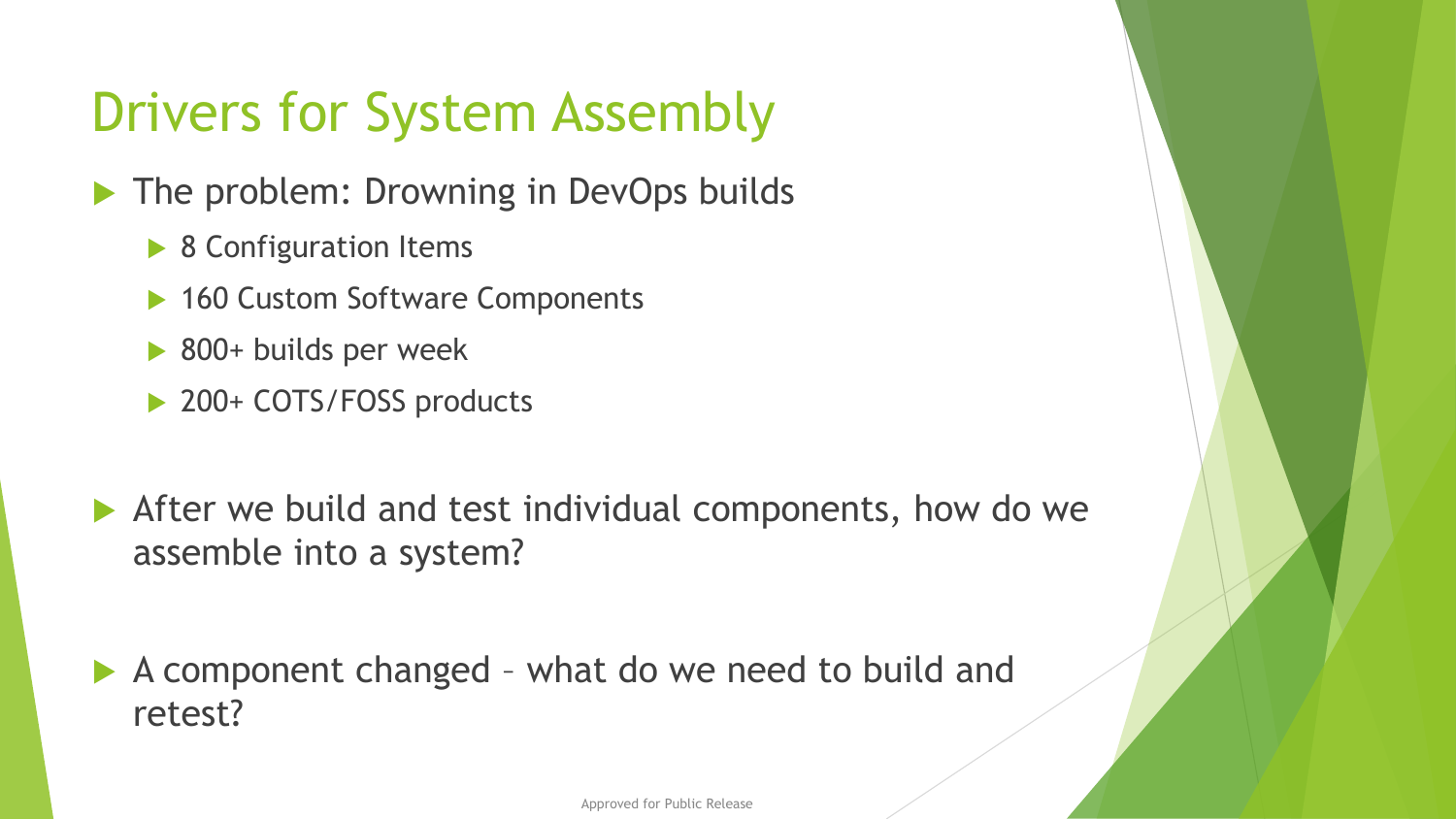# Drivers for System Assembly

- The problem: Drowning in DevOps builds
  - 8 Configuration Items
  - 160 Custom Software Components
  - 800+ builds per week
  - 200+ COTS/FOSS products

- After we build and test individual components, how do we assemble into a system?

- A component changed – what do we need to build and retest?

Approved for Public Release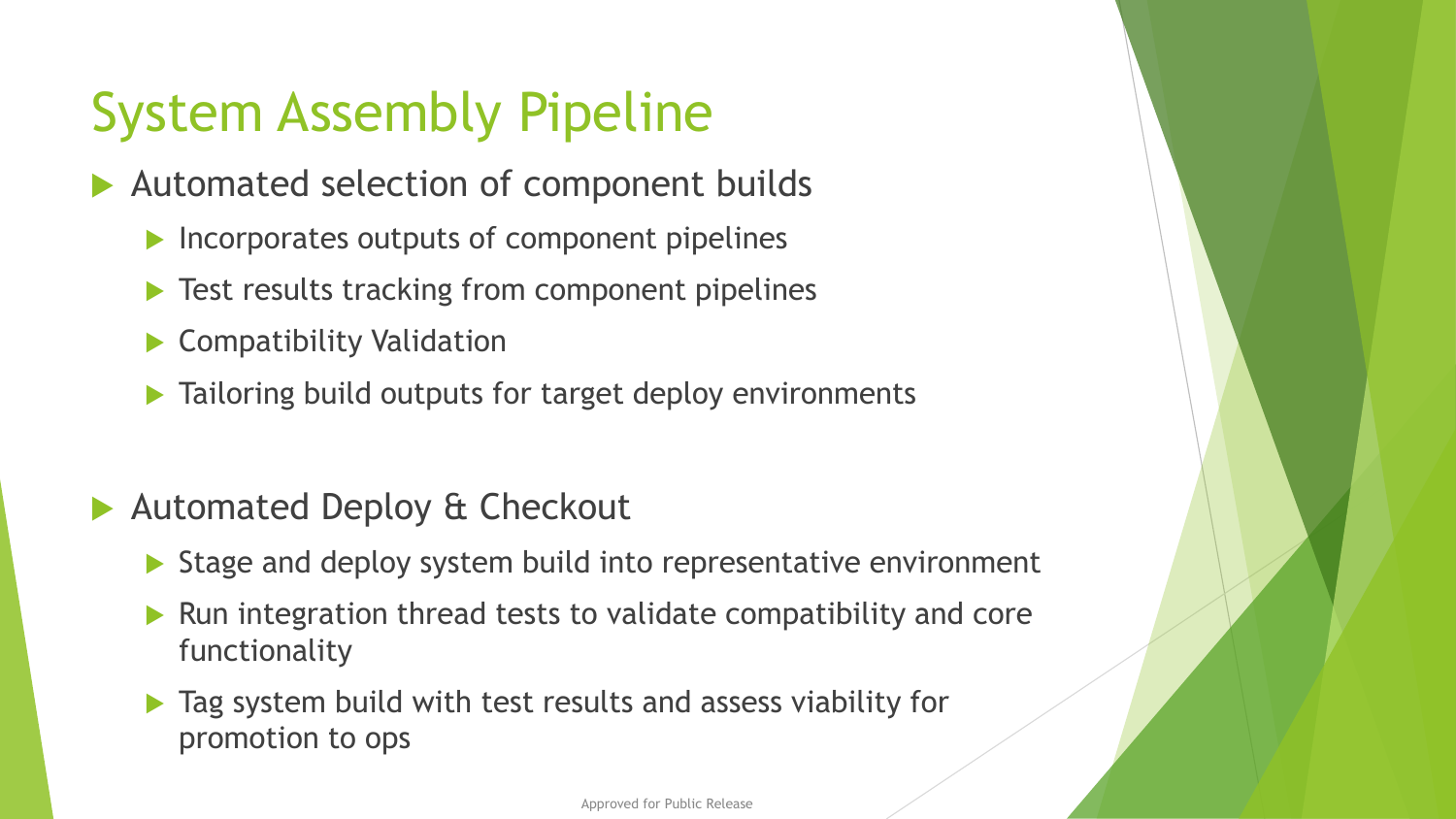# System Assembly Pipeline

- Automated selection of component builds
  - Incorporates outputs of component pipelines
  - Test results tracking from component pipelines
  - Compatibility Validation
  - Tailoring build outputs for target deploy environments

- Automated Deploy & Checkout
  - Stage and deploy system build into representative environment
  - Run integration thread tests to validate compatibility and core functionality
  - Tag system build with test results and assess viability for promotion to ops

Approved for Public Release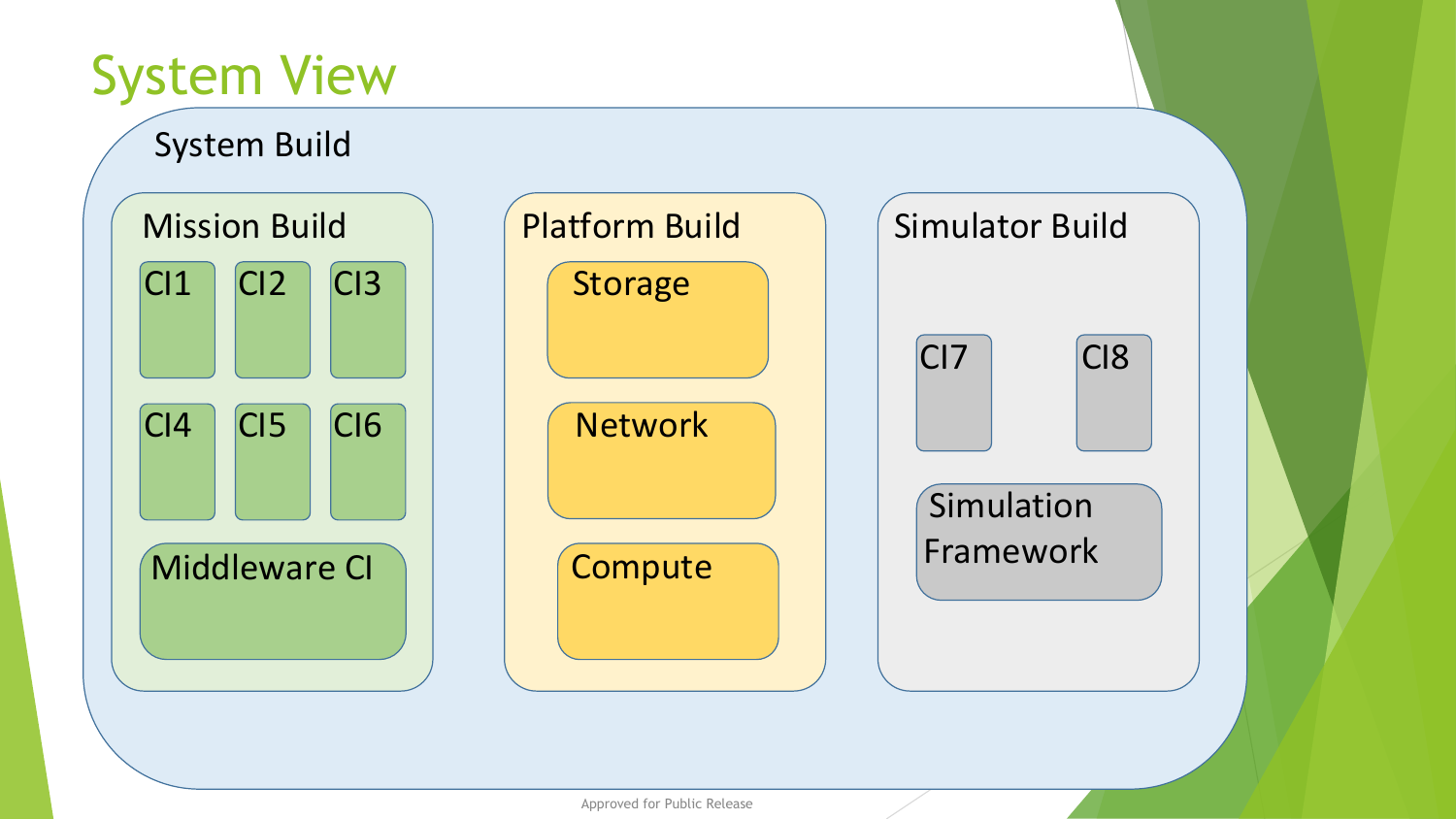# System View

## System Build

### Mission Build

- CI1
- CI2
- CI3
- CI4
- CI5
- CI6
- Middleware CI

### Platform Build

- Storage
- Network
- Compute

### Simulator Build

- CI7
- CI8
- Simulation Framework

Approved for Public Release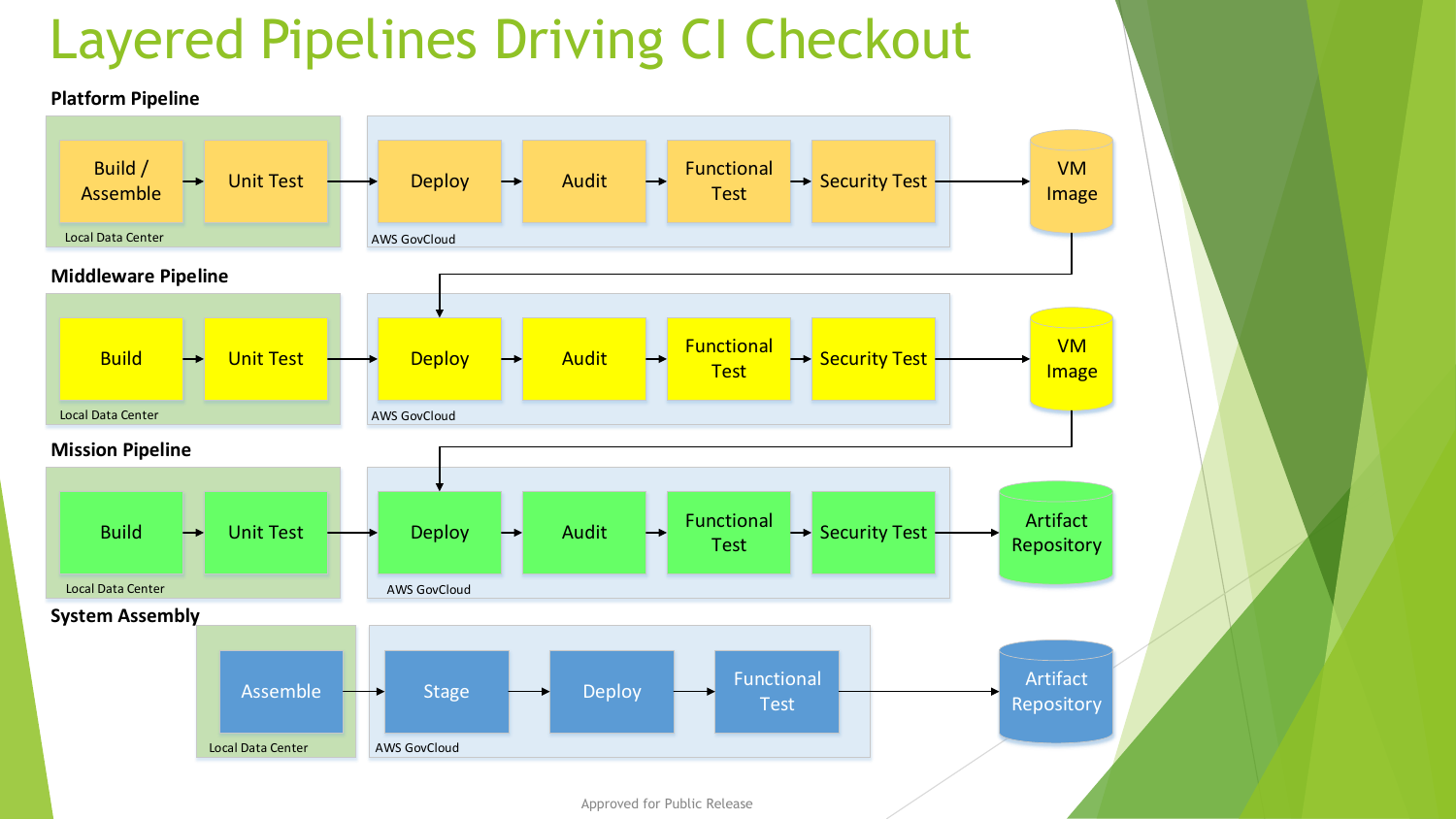# Layered Pipelines Driving CI Checkout

### Platform Pipeline

Local Data Center: Build / Assemble → Unit Test

AWS GovCloud: Deploy → Audit → Functional Test → Security Test → VM Image

### Middleware Pipeline

Local Data Center: Build → Unit Test

AWS GovCloud: Deploy → Audit → Functional Test → Security Test → VM Image

### Mission Pipeline

Local Data Center: Build → Unit Test

AWS GovCloud: Deploy → Audit → Functional Test → Security Test → Artifact Repository

### System Assembly

Local Data Center: Assemble

AWS GovCloud: Stage → Deploy → Functional Test → Artifact Repository

Approved for Public Release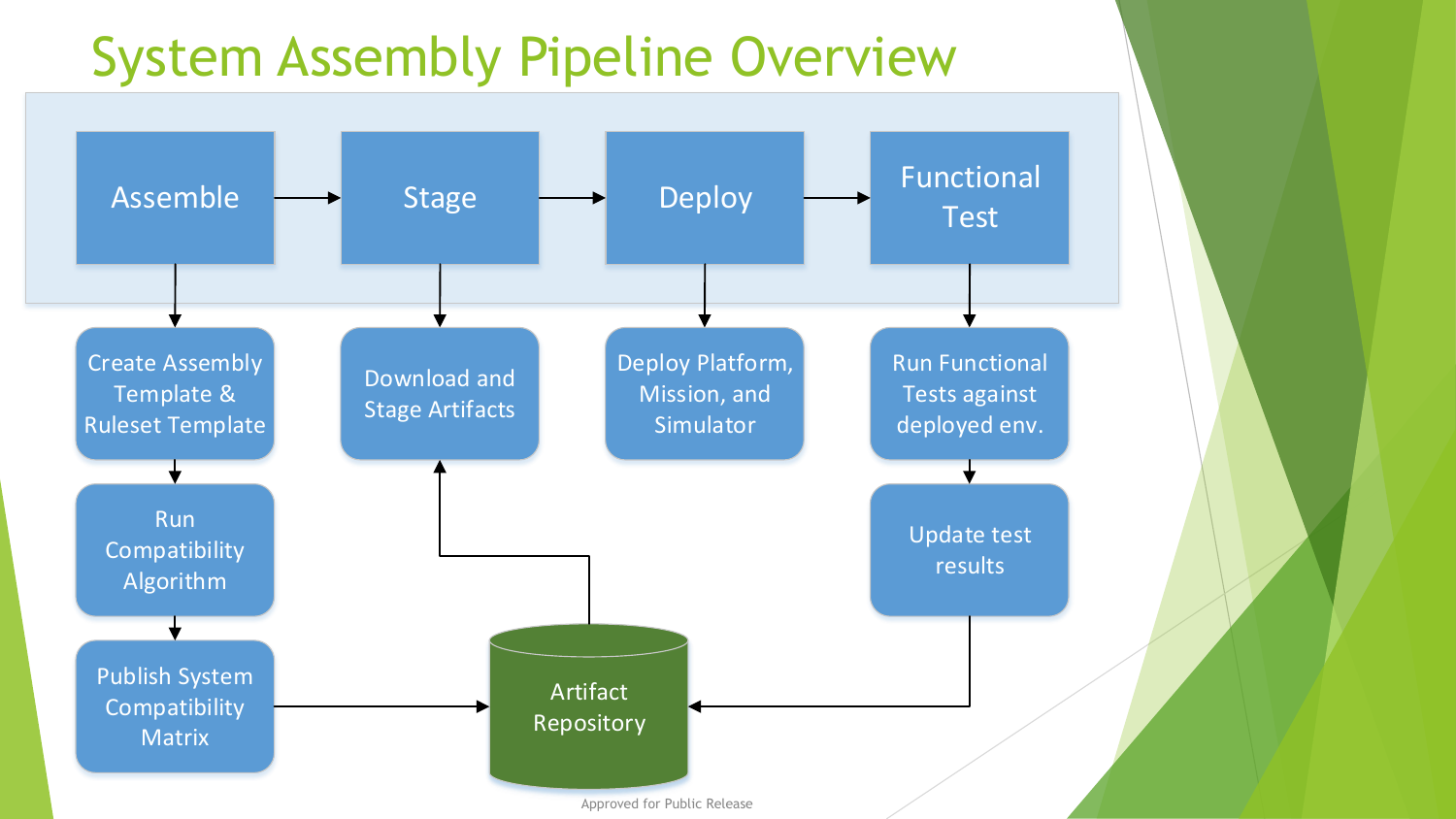# System Assembly Pipeline Overview

- **Assemble** → **Stage** → **Deploy** → **Functional Test**

**Assemble**
- Create Assembly Template & Ruleset Template
- Run Compatibility Algorithm
- Publish System Compatibility Matrix → Artifact Repository

**Stage**
- Download and Stage Artifacts (from Artifact Repository)

**Deploy**
- Deploy Platform, Mission, and Simulator

**Functional Test**
- Run Functional Tests against deployed env.
- Update test results → Artifact Repository

Approved for Public Release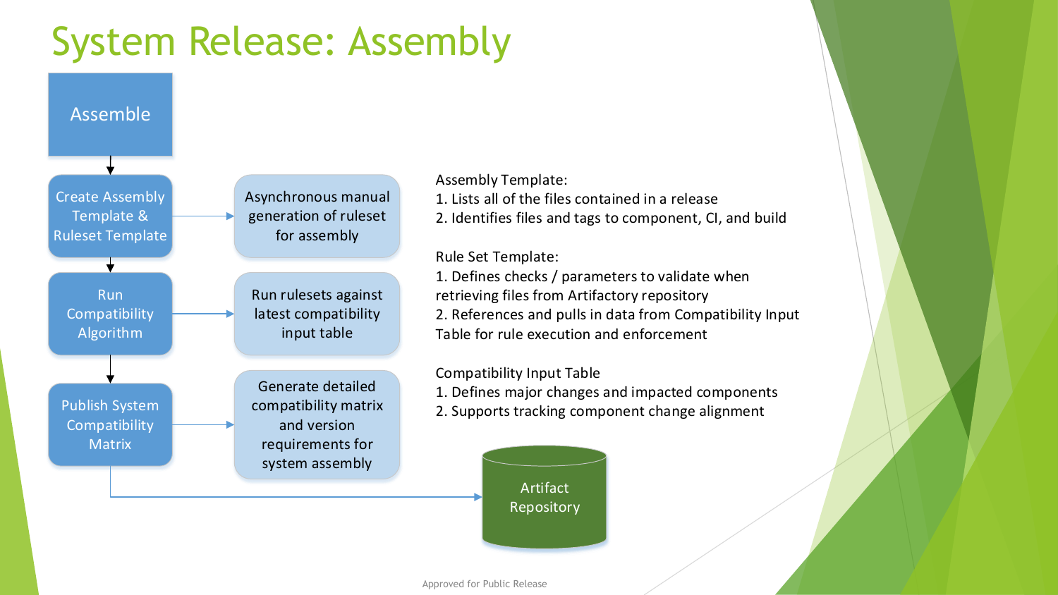# System Release: Assembly

Assemble

- Create Assembly Template & Ruleset Template → Asynchronous manual generation of ruleset for assembly
- Run Compatibility Algorithm → Run rulesets against latest compatibility input table
- Publish System Compatibility Matrix → Generate detailed compatibility matrix and version requirements for system assembly

→ Artifact Repository

Assembly Template:
1. Lists all of the files contained in a release
2. Identifies files and tags to component, CI, and build

Rule Set Template:
1. Defines checks / parameters to validate when retrieving files from Artifactory repository
2. References and pulls in data from Compatibility Input Table for rule execution and enforcement

Compatibility Input Table
1. Defines major changes and impacted components
2. Supports tracking component change alignment

Approved for Public Release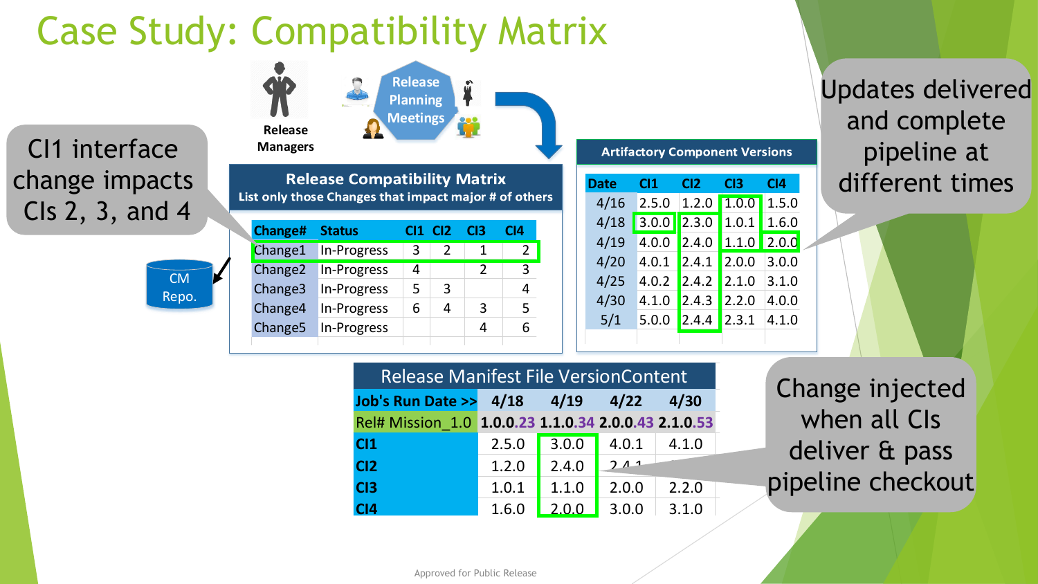# Case Study: Compatibility Matrix

Release Managers

Release Planning Meetings

CI1 interface change impacts CIs 2, 3, and 4

CM Repo.

**Release Compatibility Matrix**
List only those Changes that impact major # of others

| Change# | Status | CI1 | CI2 | CI3 | CI4 |
|---|---|---|---|---|---|
| Change1 | In-Progress | 3 | 2 | 1 | 2 |
| Change2 | In-Progress | 4 | | 2 | 3 |
| Change3 | In-Progress | 5 | 3 | | 4 |
| Change4 | In-Progress | 6 | 4 | 3 | 5 |
| Change5 | In-Progress | | | 4 | 6 |

**Artifactory Component Versions**

| Date | CI1 | CI2 | CI3 | CI4 |
|---|---|---|---|---|
| 4/16 | 2.5.0 | 1.2.0 | 1.0.0 | 1.5.0 |
| 4/18 | 3.0.0 | 2.3.0 | 1.0.1 | 1.6.0 |
| 4/19 | 4.0.0 | 2.4.0 | 1.1.0 | 2.0.0 |
| 4/20 | 4.0.1 | 2.4.1 | 2.0.0 | 3.0.0 |
| 4/25 | 4.0.2 | 2.4.2 | 2.1.0 | 3.1.0 |
| 4/30 | 4.1.0 | 2.4.3 | 2.2.0 | 4.0.0 |
| 5/1 | 5.0.0 | 2.4.4 | 2.3.1 | 4.1.0 |

Updates delivered and complete pipeline at different times

**Release Manifest File VersionContent**

| Job's Run Date >> | 4/18 | 4/19 | 4/22 | 4/30 |
|---|---|---|---|---|
| Rel# Mission_1.0 | 1.0.0.23 | 1.1.0.34 | 2.0.0.43 | 2.1.0.53 |
| CI1 | 2.5.0 | 3.0.0 | 4.0.1 | 4.1.0 |
| CI2 | 1.2.0 | 2.4.0 | 2.4.1 | |
| CI3 | 1.0.1 | 1.1.0 | 2.0.0 | 2.2.0 |
| CI4 | 1.6.0 | 2.0.0 | 3.0.0 | 3.1.0 |

Change injected when all CIs deliver & pass pipeline checkout

Approved for Public Release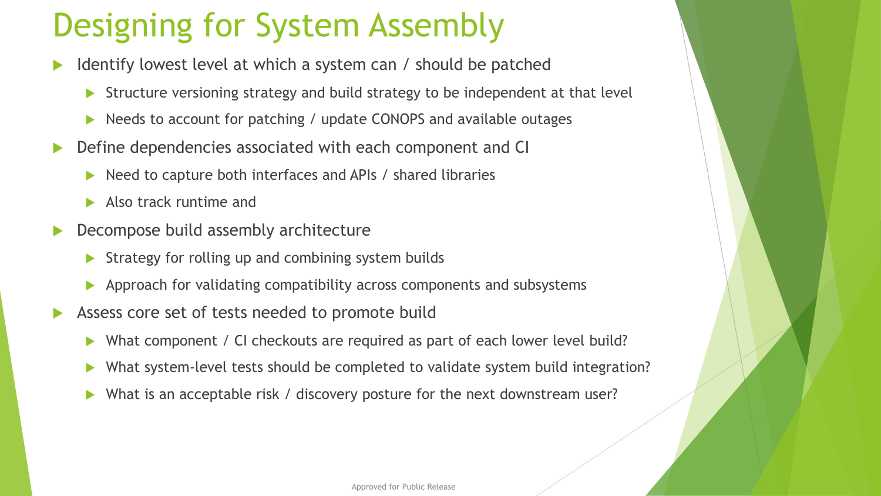# Designing for System Assembly

- Identify lowest level at which a system can / should be patched
  - Structure versioning strategy and build strategy to be independent at that level
  - Needs to account for patching / update CONOPS and available outages
- Define dependencies associated with each component and CI
  - Need to capture both interfaces and APIs / shared libraries
  - Also track runtime and
- Decompose build assembly architecture
  - Strategy for rolling up and combining system builds
  - Approach for validating compatibility across components and subsystems
- Assess core set of tests needed to promote build
  - What component / CI checkouts are required as part of each lower level build?
  - What system-level tests should be completed to validate system build integration?
  - What is an acceptable risk / discovery posture for the next downstream user?

Approved for Public Release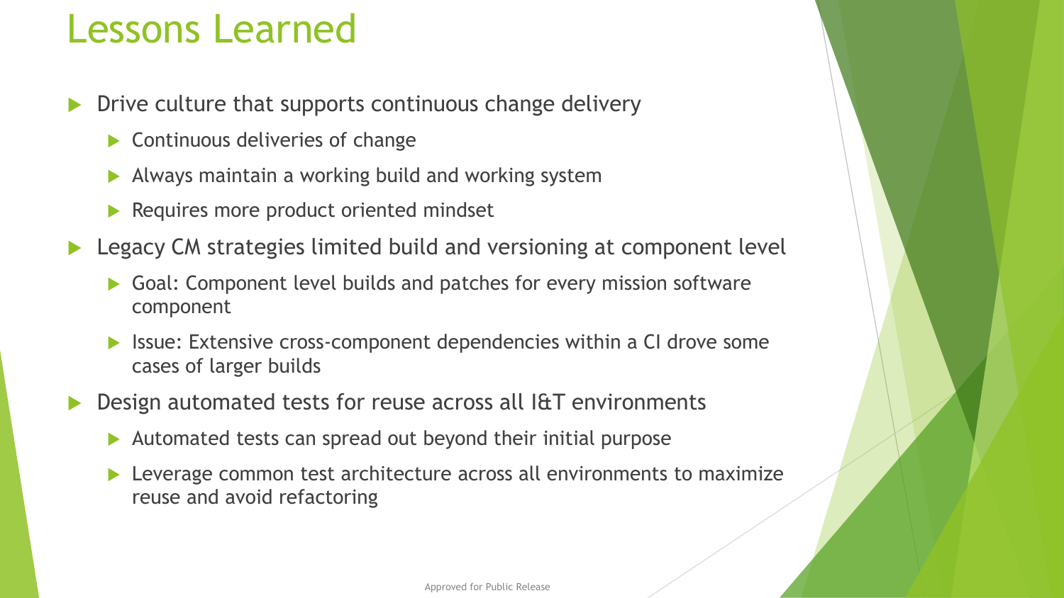# Lessons Learned

- Drive culture that supports continuous change delivery
  - Continuous deliveries of change
  - Always maintain a working build and working system
  - Requires more product oriented mindset
- Legacy CM strategies limited build and versioning at component level
  - Goal: Component level builds and patches for every mission software component
  - Issue: Extensive cross-component dependencies within a CI drove some cases of larger builds
- Design automated tests for reuse across all I&T environments
  - Automated tests can spread out beyond their initial purpose
  - Leverage common test architecture across all environments to maximize reuse and avoid refactoring

Approved for Public Release